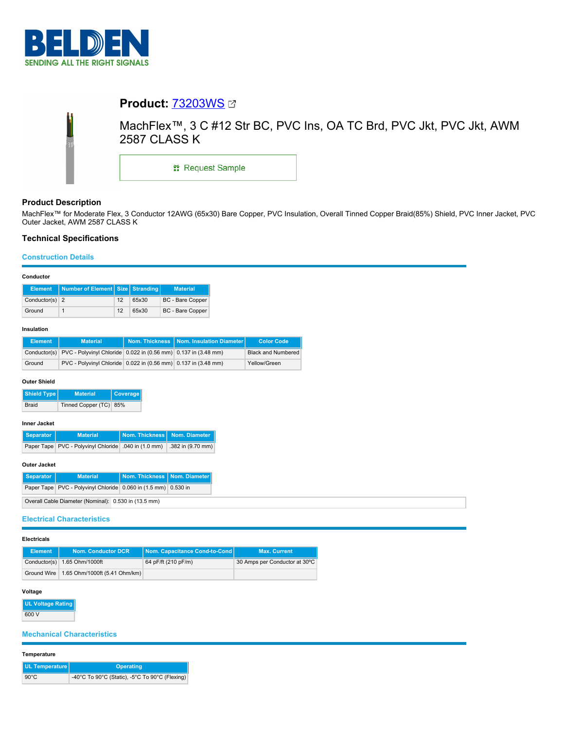**Product: 73203WS**

MachFlex™, 3 C #12 Str BC, PVC Ins, OA TC Brd, PVC Jkt, PVC Jkt, AWM 2587 CLASS K

Request Sample

## Product Description

MachFlex™ for Moderate Flex, 3 Conductor 12AWG (65x30) Bare Copper, PVC Insulation, Overall Tinned Copper Braid(85%) Shield, PVC Inner Jacket, PVC Outer Jacket, AWM 2587 CLASS K

## Technical Specifications

### Construction Details

**Conductor**

| Element | Number of Element | Size | Stranding | Material |
|---|---|---|---|---|
| Conductor(s) | 2 | 12 | 65x30 | BC - Bare Copper |
| Ground | 1 | 12 | 65x30 | BC - Bare Copper |

**Insulation**

| Element | Material | Nom. Thickness | Nom. Insulation Diameter | Color Code |
|---|---|---|---|---|
| Conductor(s) | PVC - Polyvinyl Chloride | 0.022 in (0.56 mm) | 0.137 in (3.48 mm) | Black and Numbered |
| Ground | PVC - Polyvinyl Chloride | 0.022 in (0.56 mm) | 0.137 in (3.48 mm) | Yellow/Green |

**Outer Shield**

| Shield Type | Material | Coverage |
|---|---|---|
| Braid | Tinned Copper (TC) | 85% |

**Inner Jacket**

| Separator | Material | Nom. Thickness | Nom. Diameter |
|---|---|---|---|
| Paper Tape | PVC - Polyvinyl Chloride | .040 in (1.0 mm) | .382 in (9.70 mm) |

**Outer Jacket**

| Separator | Material | Nom. Thickness | Nom. Diameter |
|---|---|---|---|
| Paper Tape | PVC - Polyvinyl Chloride | 0.060 in (1.5 mm) | 0.530 in |

Overall Cable Diameter (Nominal): 0.530 in (13.5 mm)

### Electrical Characteristics

**Electricals**

| Element | Nom. Conductor DCR | Nom. Capacitance Cond-to-Cond | Max. Current |
|---|---|---|---|
| Conductor(s) | 1.65 Ohm/1000ft | 64 pF/ft (210 pF/m) | 30 Amps per Conductor at 30°C |
| Ground Wire | 1.65 Ohm/1000ft (5.41 Ohm/km) | | |

**Voltage**

| UL Voltage Rating |
|---|
| 600 V |

### Mechanical Characteristics

**Temperature**

| UL Temperature | Operating |
|---|---|
| 90°C | -40°C To 90°C (Static), -5°C To 90°C (Flexing) |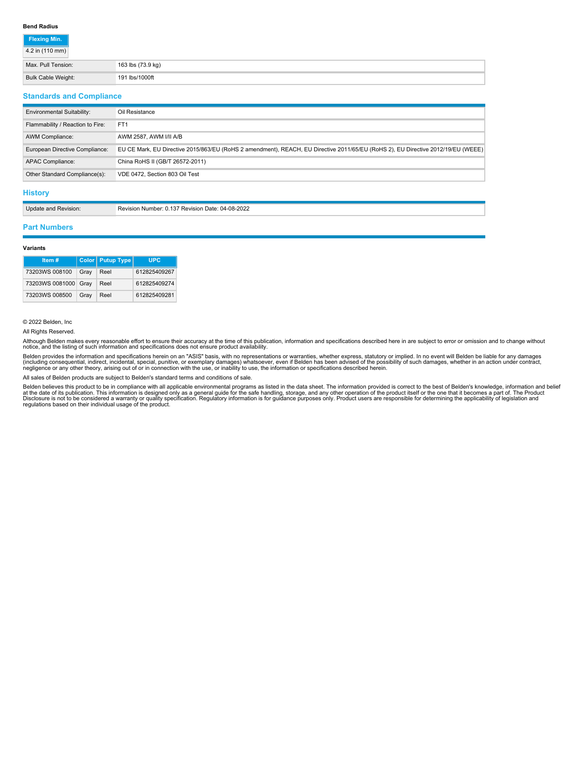**Bend Radius**

| Flexing Min. |
| --- |
| 4.2 in (110 mm) |

| | |
| --- | --- |
| Max. Pull Tension: | 163 lbs (73.9 kg) |
| Bulk Cable Weight: | 191 lbs/1000ft |

## Standards and Compliance

| | |
| --- | --- |
| Environmental Suitability: | Oil Resistance |
| Flammability / Reaction to Fire: | FT1 |
| AWM Compliance: | AWM 2587, AWM I/II A/B |
| European Directive Compliance: | EU CE Mark, EU Directive 2015/863/EU (RoHS 2 amendment), REACH, EU Directive 2011/65/EU (RoHS 2), EU Directive 2012/19/EU (WEEE) |
| APAC Compliance: | China RoHS II (GB/T 26572-2011) |
| Other Standard Compliance(s): | VDE 0472, Section 803 Oil Test |

## History

| | |
| --- | --- |
| Update and Revision: | Revision Number: 0.137 Revision Date: 04-08-2022 |

## Part Numbers

**Variants**

| Item # | Color | Putup Type | UPC |
| --- | --- | --- | --- |
| 73203WS 008100 | Gray | Reel | 612825409267 |
| 73203WS 0081000 | Gray | Reel | 612825409274 |
| 73203WS 008500 | Gray | Reel | 612825409281 |

© 2022 Belden, Inc

All Rights Reserved.

Although Belden makes every reasonable effort to ensure their accuracy at the time of this publication, information and specifications described here in are subject to error or omission and to change without notice, and the listing of such information and specifications does not ensure product availability.

Belden provides the information and specifications herein on an "ASIS" basis, with no representations or warranties, whether express, statutory or implied. In no event will Belden be liable for any damages (including consequential, indirect, incidental, special, punitive, or exemplary damages) whatsoever, even if Belden has been advised of the possibility of such damages, whether in an action under contract, negligence or any other theory, arising out of or in connection with the use, or inability to use, the information or specifications described herein.

All sales of Belden products are subject to Belden's standard terms and conditions of sale.

Belden believes this product to be in compliance with all applicable environmental programs as listed in the data sheet. The information provided is correct to the best of Belden's knowledge, information and belief at the date of its publication. This information is designed only as a general guide for the safe handling, storage, and any other operation of the product itself or the one that it becomes a part of. The Product Disclosure is not to be considered a warranty or quality specification. Regulatory information is for guidance purposes only. Product users are responsible for determining the applicability of legislation and regulations based on their individual usage of the product.